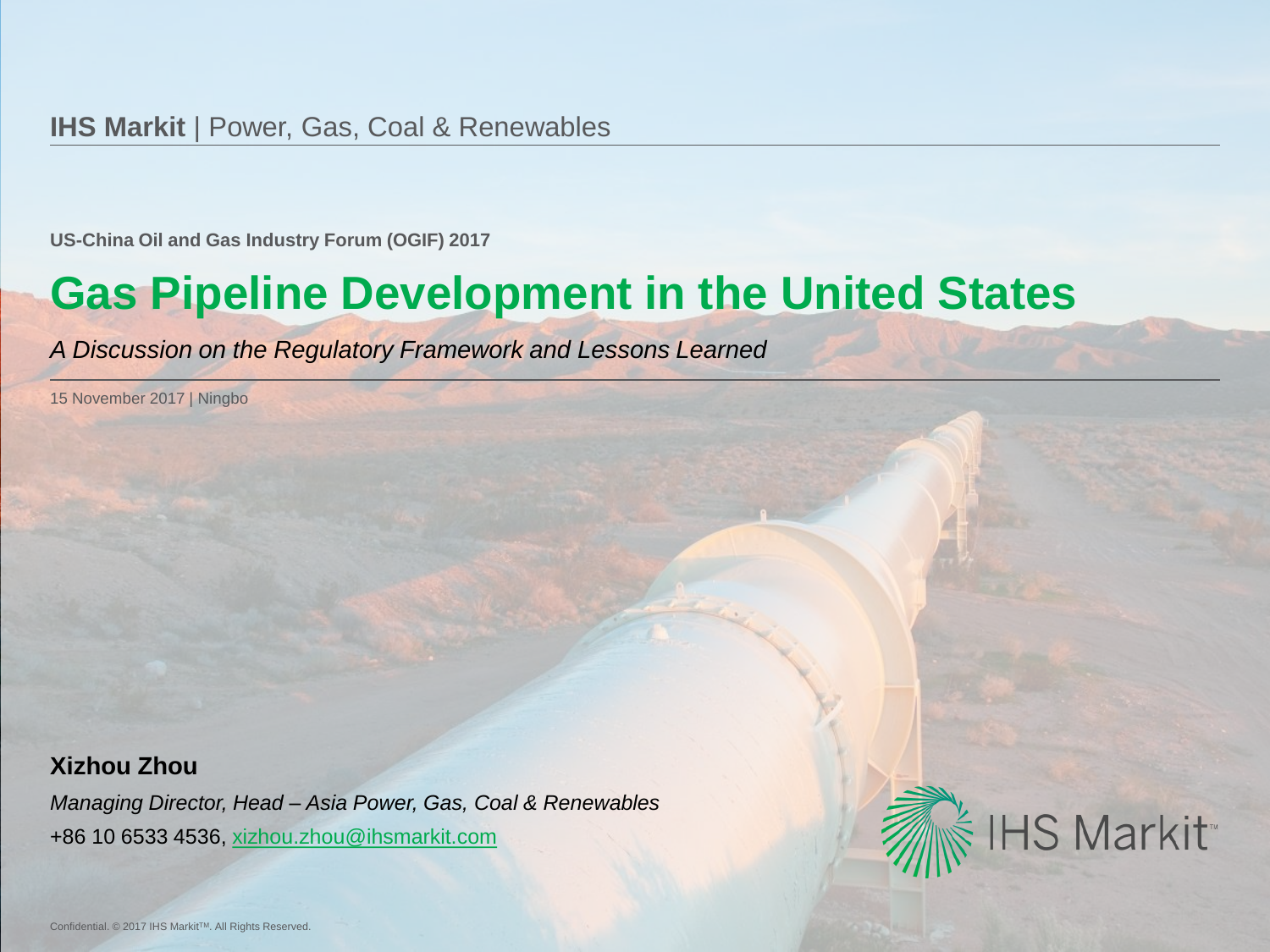**IHS Markit** | Power, Gas, Coal & Renewables

**US-China Oil and Gas Industry Forum (OGIF) 2017**

# Gas Pipeline Development in the United States

*A Discussion on the Regulatory Framework and Lessons Learned*

15 November 2017 | Ningbo

**Xizhou Zhou**

*Managing Director, Head – Asia Power, Gas, Coal & Renewables*

+86 10 6533 4536, xizhou.zhou@ihsmarkit.com

IHS Markit™

Confidential. © 2017 IHS Markit™. All Rights Reserved.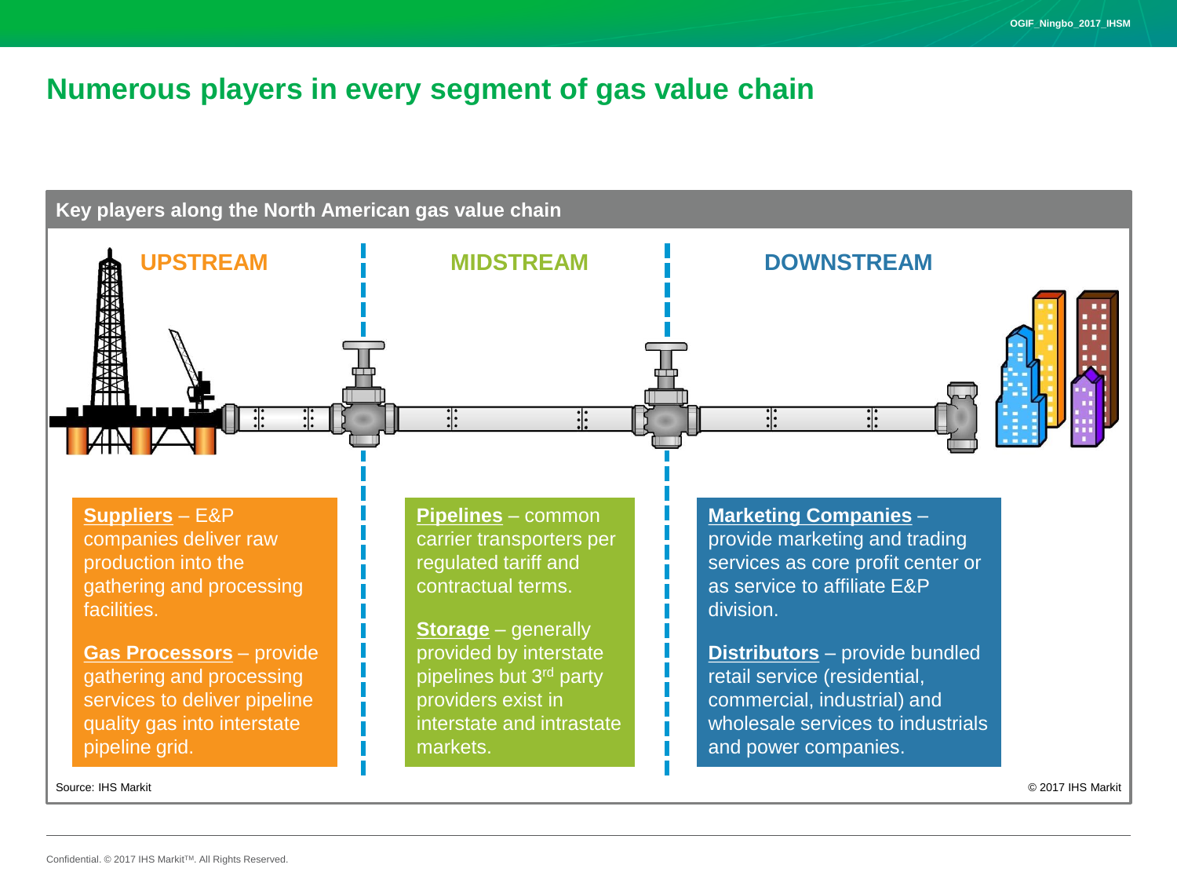# Numerous players in every segment of gas value chain

## Key players along the North American gas value chain

### UPSTREAM

**Suppliers** – E&P companies deliver raw production into the gathering and processing facilities.

**Gas Processors** – provide gathering and processing services to deliver pipeline quality gas into interstate pipeline grid.

### MIDSTREAM

**Pipelines** – common carrier transports per regulated tariff and contractual terms.

**Storage** – generally provided by interstate pipelines but 3rd party providers exist in interstate and intrastate markets.

### DOWNSTREAM

**Marketing Companies** – provide marketing and trading services as core profit center or as service to affiliate E&P division.

**Distributors** – provide bundled retail service (residential, commercial, industrial) and wholesale services to industrials and power companies.

Source: IHS Markit

© 2017 IHS Markit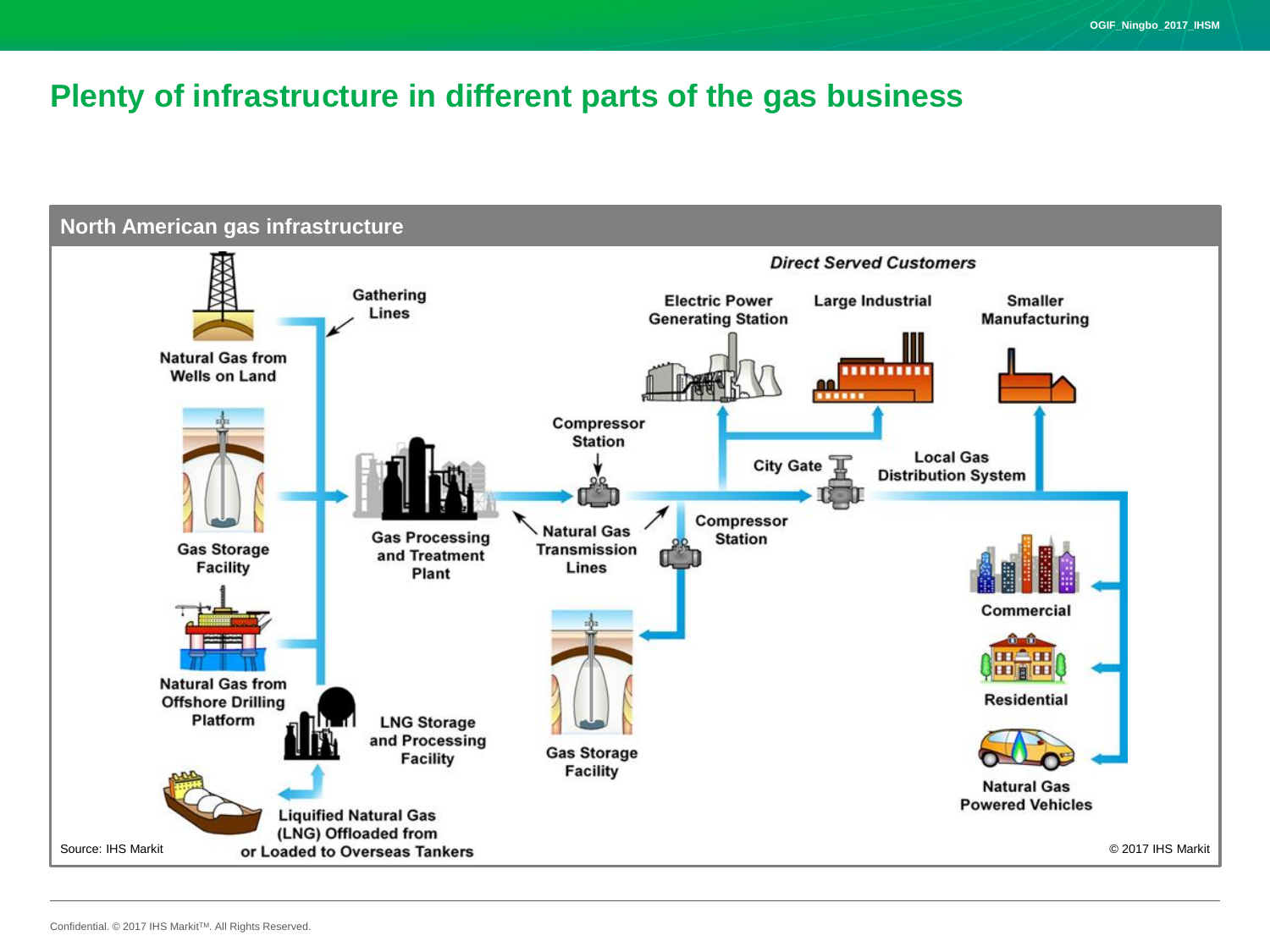# Plenty of infrastructure in different parts of the gas business

## North American gas infrastructure

*Direct Served Customers*

Natural Gas from Wells on Land

Gathering Lines

Gas Storage Facility

Natural Gas from Offshore Drilling Platform

LNG Storage and Processing Facility

Liquified Natural Gas (LNG) Offloaded from or Loaded to Overseas Tankers

Gas Processing and Treatment Plant

Compressor Station

Natural Gas Transmission Lines

Compressor Station

Gas Storage Facility

Electric Power Generating Station

Large Industrial

Smaller Manufacturing

City Gate

Local Gas Distribution System

Commercial

Residential

Natural Gas Powered Vehicles

Source: IHS Markit

© 2017 IHS Markit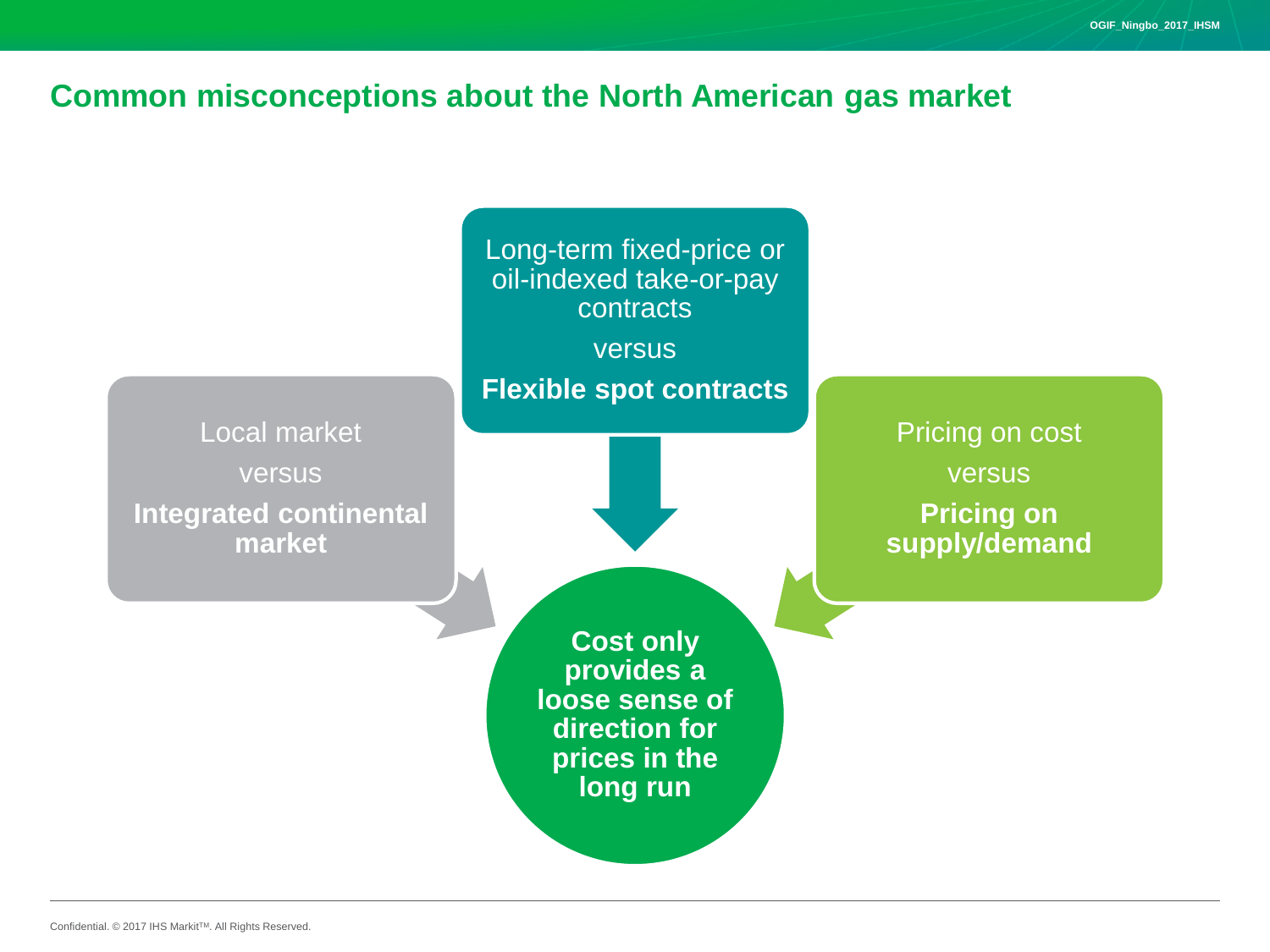## Common misconceptions about the North American gas market

Long-term fixed-price or oil-indexed take-or-pay contracts

versus

**Flexible spot contracts**

Local market

versus

**Integrated continental market**

Pricing on cost

versus

**Pricing on supply/demand**

**Cost only provides a loose sense of direction for prices in the long run**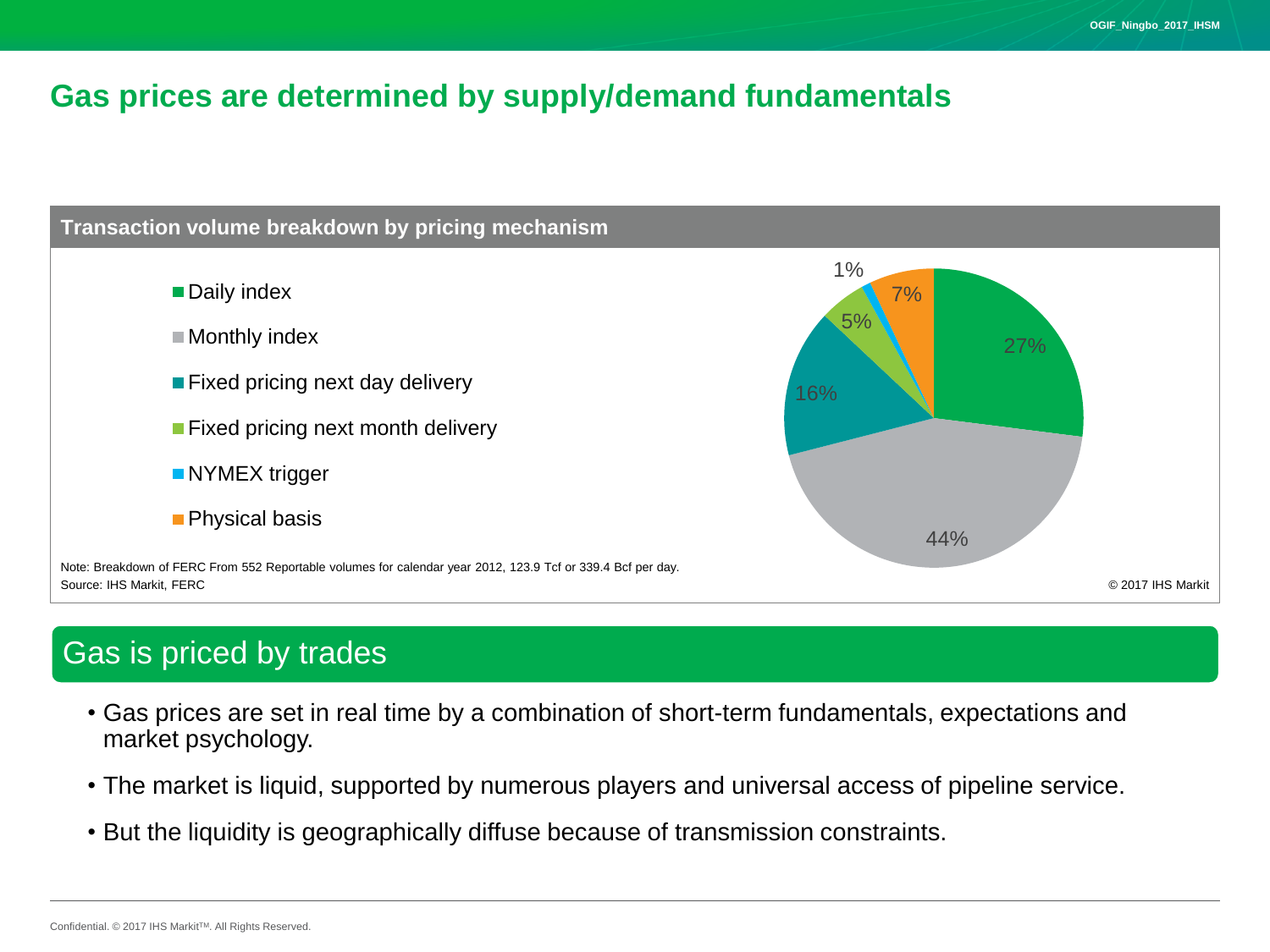# Gas prices are determined by supply/demand fundamentals

**Transaction volume breakdown by pricing mechanism**

| Pricing mechanism | Share |
|---|---|
| Daily index | 27% |
| Monthly index | 44% |
| Fixed pricing next day delivery | 16% |
| Fixed pricing next month delivery | 5% |
| NYMEX trigger | 1% |
| Physical basis | 7% |

Note: Breakdown of FERC From 552 Reportable volumes for calendar year 2012, 123.9 Tcf or 339.4 Bcf per day.
Source: IHS Markit, FERC

© 2017 IHS Markit

## Gas is priced by trades

- Gas prices are set in real time by a combination of short-term fundamentals, expectations and market psychology.
- The market is liquid, supported by numerous players and universal access of pipeline service.
- But the liquidity is geographically diffuse because of transmission constraints.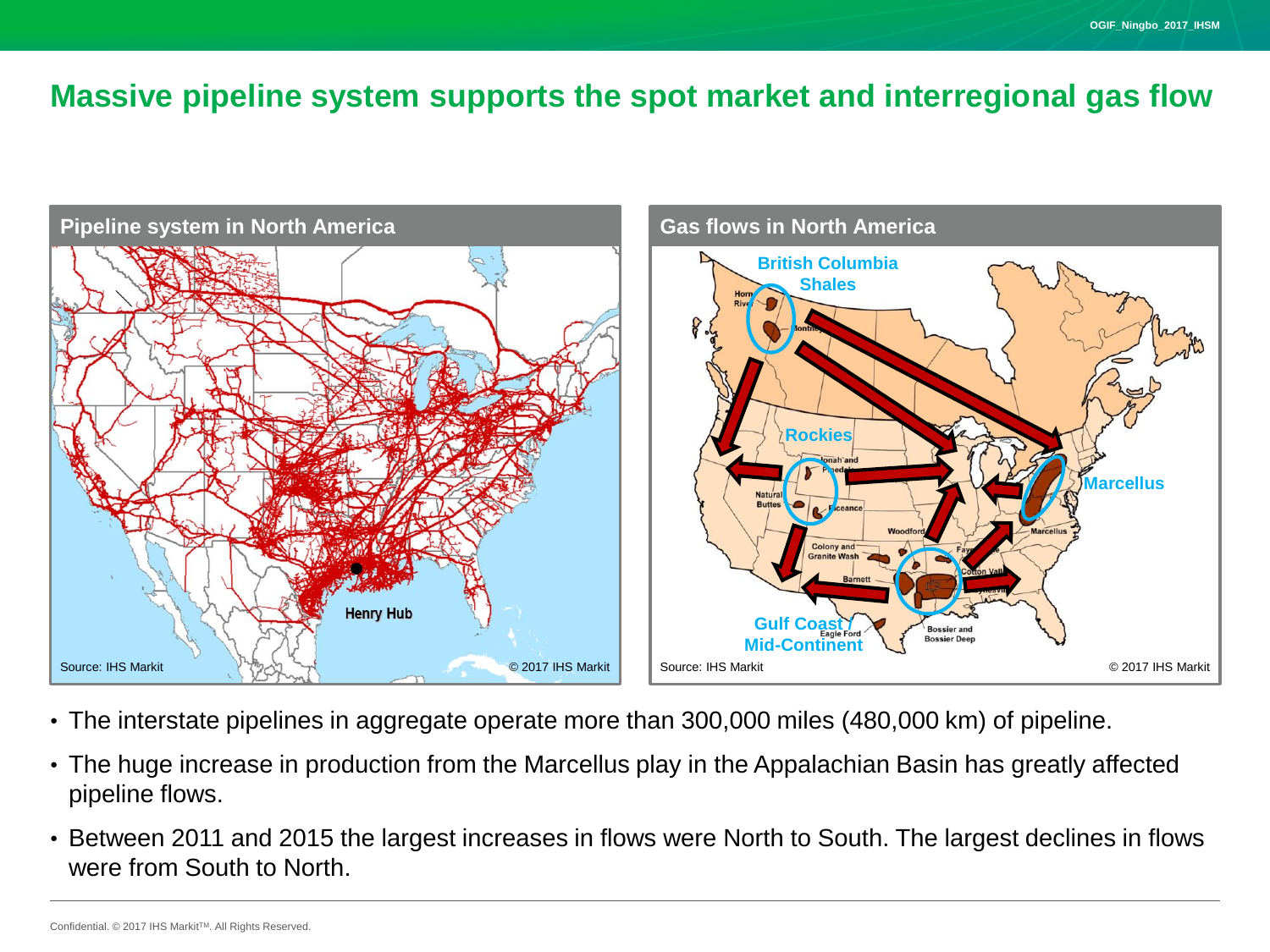# Massive pipeline system supports the spot market and interregional gas flow

**Pipeline system in North America**

Source: IHS Markit © 2017 IHS Markit

**Gas flows in North America**

Source: IHS Markit © 2017 IHS Markit

- The interstate pipelines in aggregate operate more than 300,000 miles (480,000 km) of pipeline.
- The huge increase in production from the Marcellus play in the Appalachian Basin has greatly affected pipeline flows.
- Between 2011 and 2015 the largest increases in flows were North to South. The largest declines in flows were from South to North.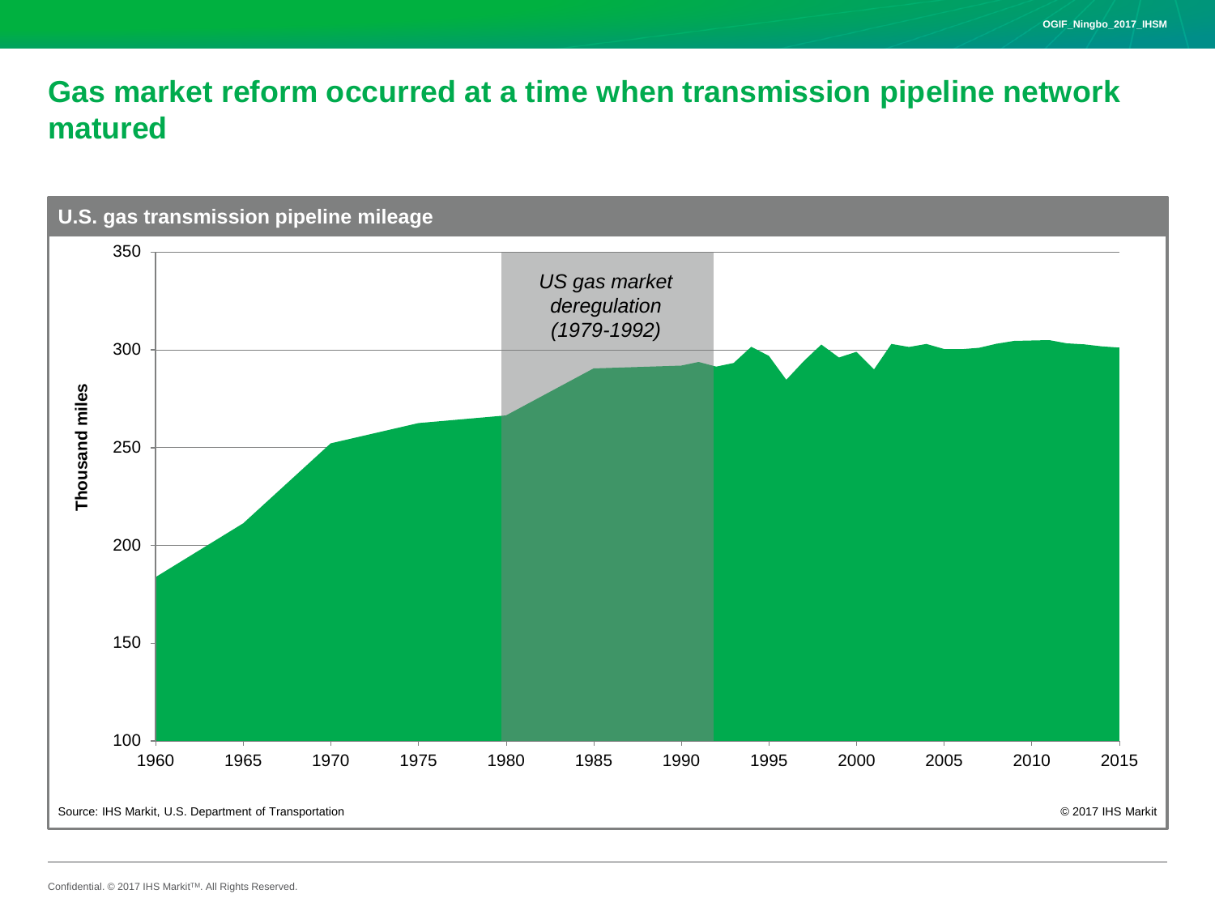# Gas market reform occurred at a time when transmission pipeline network matured

**U.S. gas transmission pipeline mileage**

Thousand miles

*US gas market deregulation (1979-1992)*

Source: IHS Markit, U.S. Department of Transportation

© 2017 IHS Markit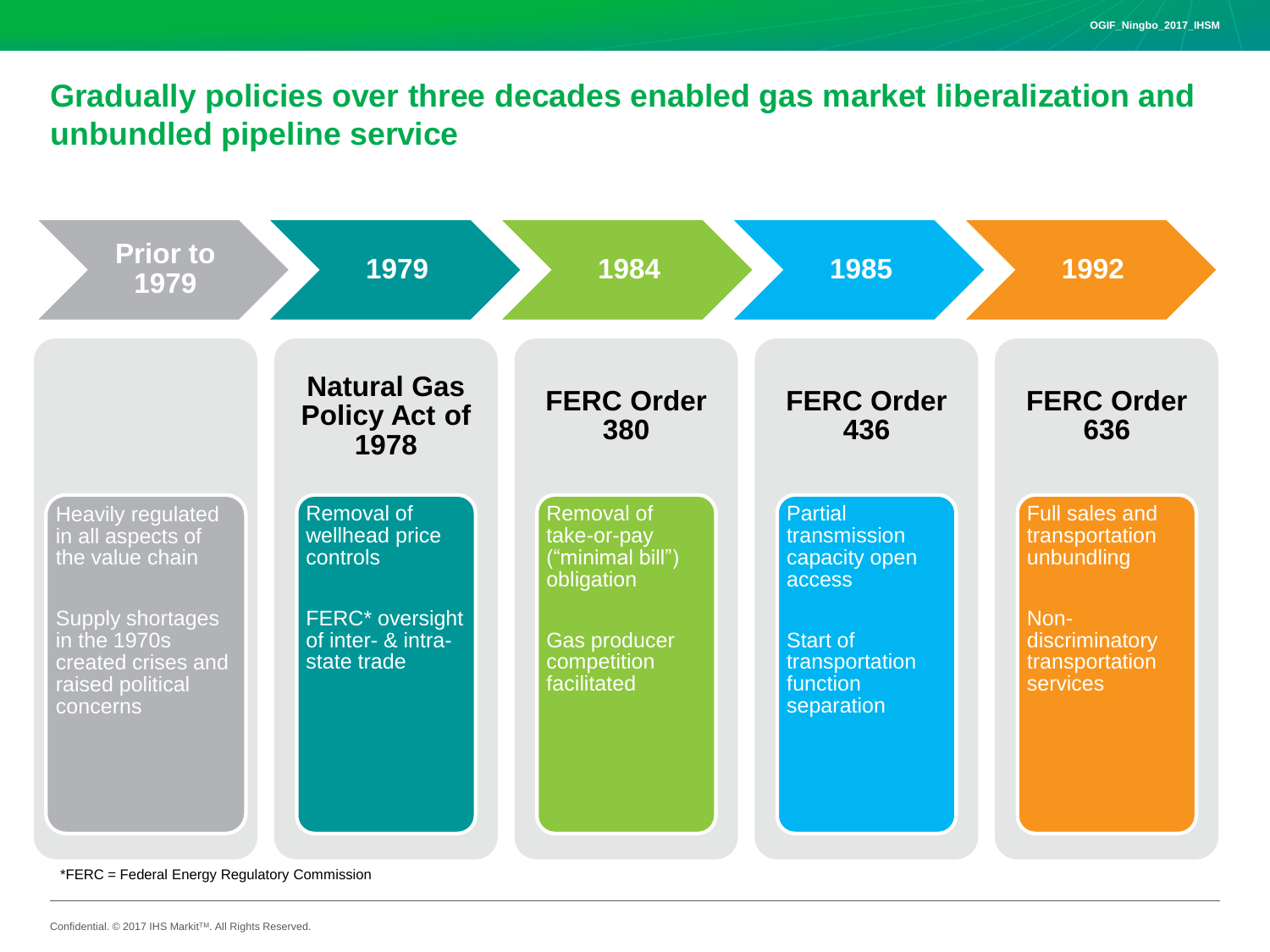# Gradually policies over three decades enabled gas market liberalization and unbundled pipeline service

| Prior to 1979 | 1979 | 1984 | 1985 | 1992 |
|---|---|---|---|---|
| | **Natural Gas Policy Act of 1978** | **FERC Order 380** | **FERC Order 436** | **FERC Order 636** |
| Heavily regulated in all aspects of the value chain<br><br>Supply shortages in the 1970s created crises and raised political concerns | Removal of wellhead price controls<br><br>FERC* oversight of inter- & intra-state trade | Removal of take-or-pay (“minimal bill”) obligation<br><br>Gas producer competition facilitated | Partial transmission capacity open access<br><br>Start of transportation function separation | Full sales and transportation unbundling<br><br>Non-discriminatory transportation services |

*FERC = Federal Energy Regulatory Commission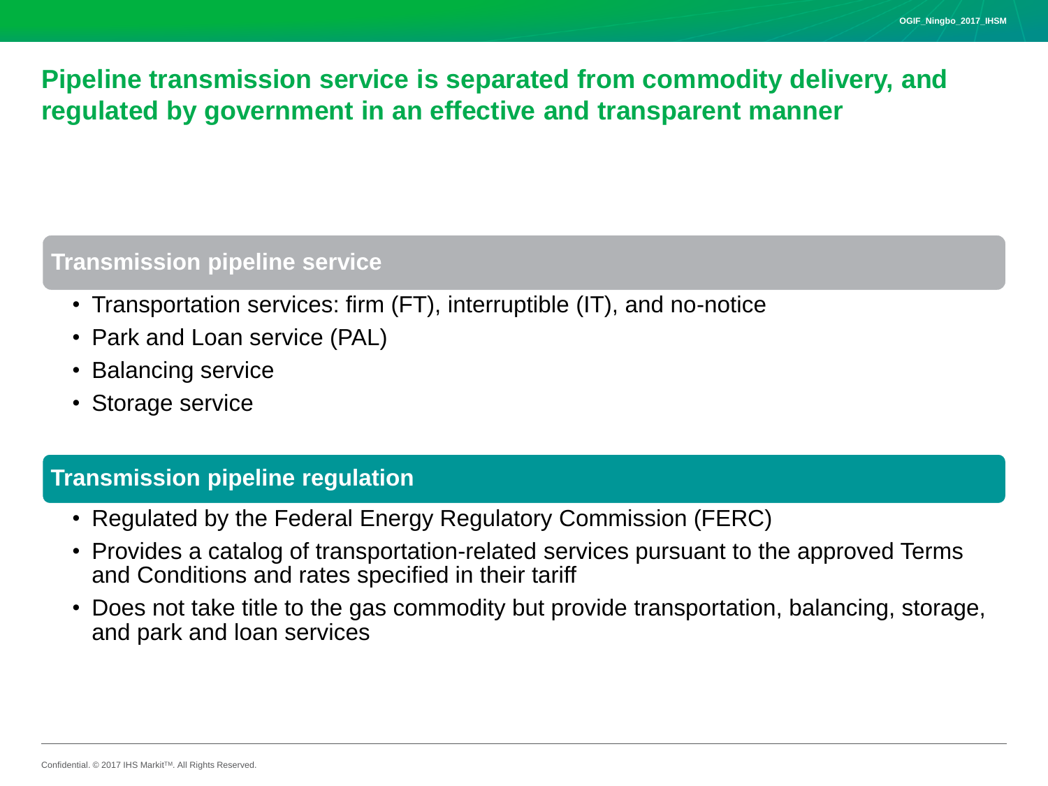# Pipeline transmission service is separated from commodity delivery, and regulated by government in an effective and transparent manner

## Transmission pipeline service

- Transportation services: firm (FT), interruptible (IT), and no-notice
- Park and Loan service (PAL)
- Balancing service
- Storage service

## Transmission pipeline regulation

- Regulated by the Federal Energy Regulatory Commission (FERC)
- Provides a catalog of transportation-related services pursuant to the approved Terms and Conditions and rates specified in their tariff
- Does not take title to the gas commodity but provide transportation, balancing, storage, and park and loan services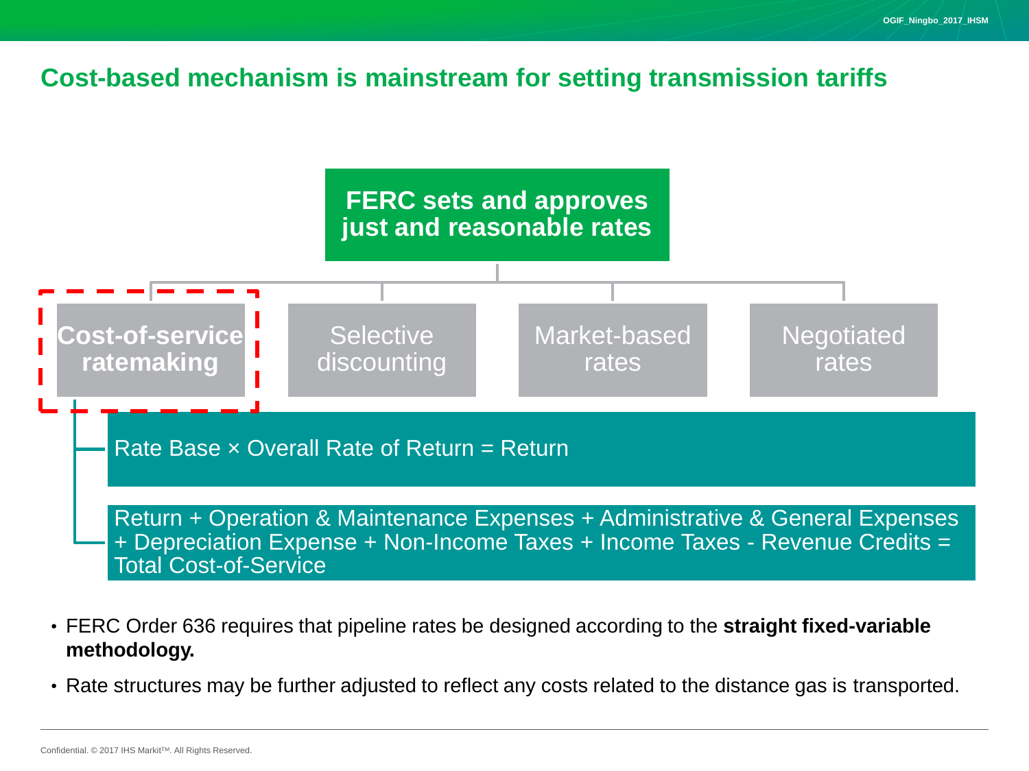## Cost-based mechanism is mainstream for setting transmission tariffs

**FERC sets and approves just and reasonable rates**

- **Cost-of-service ratemaking**
  - Rate Base × Overall Rate of Return = Return
  - Return + Operation & Maintenance Expenses + Administrative & General Expenses + Depreciation Expense + Non-Income Taxes + Income Taxes - Revenue Credits = Total Cost-of-Service
- Selective discounting
- Market-based rates
- Negotiated rates

- FERC Order 636 requires that pipeline rates be designed according to the **straight fixed-variable methodology.**
- Rate structures may be further adjusted to reflect any costs related to the distance gas is transported.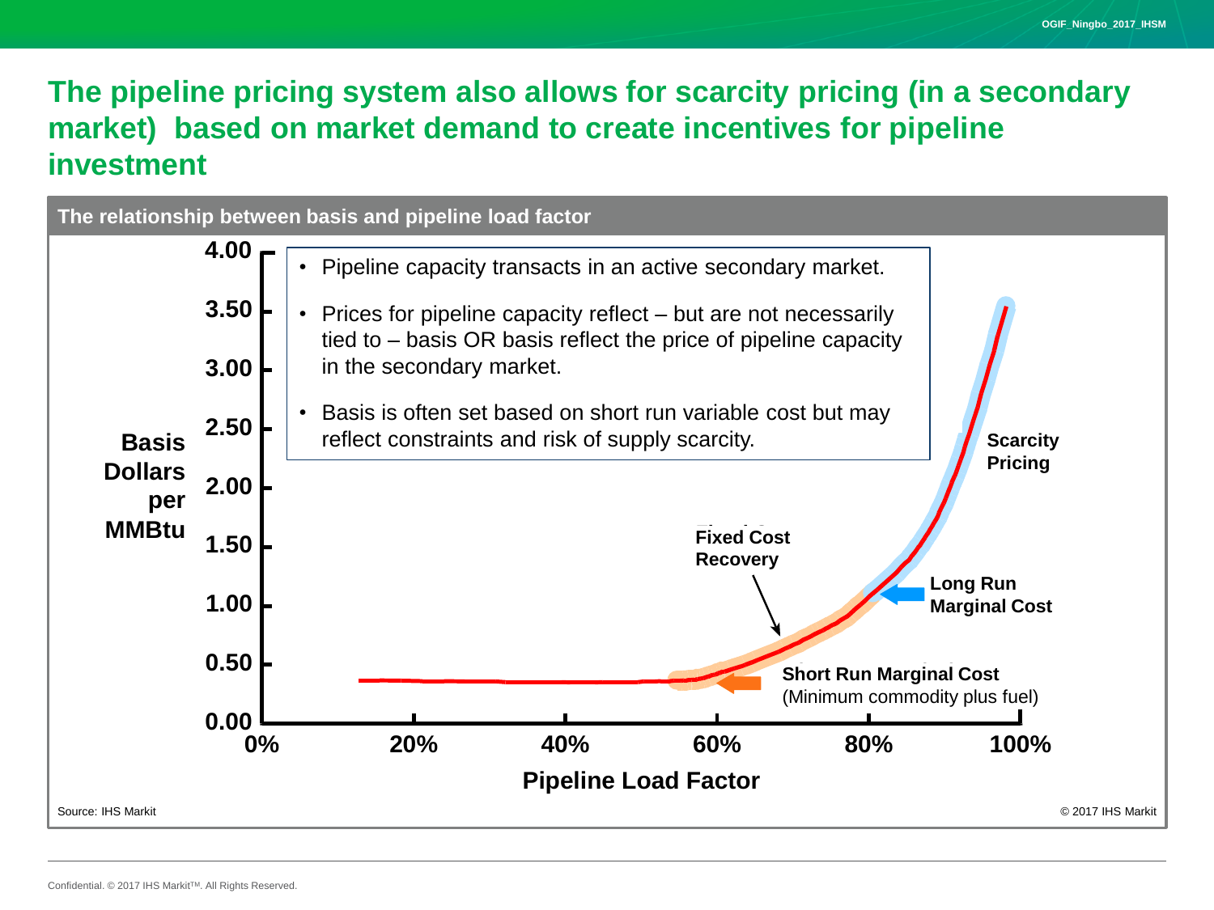# The pipeline pricing system also allows for scarcity pricing (in a secondary market) based on market demand to create incentives for pipeline investment

**The relationship between basis and pipeline load factor**

- Pipeline capacity transacts in an active secondary market.
- Prices for pipeline capacity reflect – but are not necessarily tied to – basis OR basis reflect the price of pipeline capacity in the secondary market.
- Basis is often set based on short run variable cost but may reflect constraints and risk of supply scarcity.

Basis Dollars per MMBtu (y-axis: 0.00 – 4.00); Pipeline Load Factor (x-axis: 0% – 100%)

Curve labels: **Scarcity Pricing**; **Fixed Cost Recovery**; **Long Run Marginal Cost**; **Short Run Marginal Cost** (Minimum commodity plus fuel)

Source: IHS Markit

© 2017 IHS Markit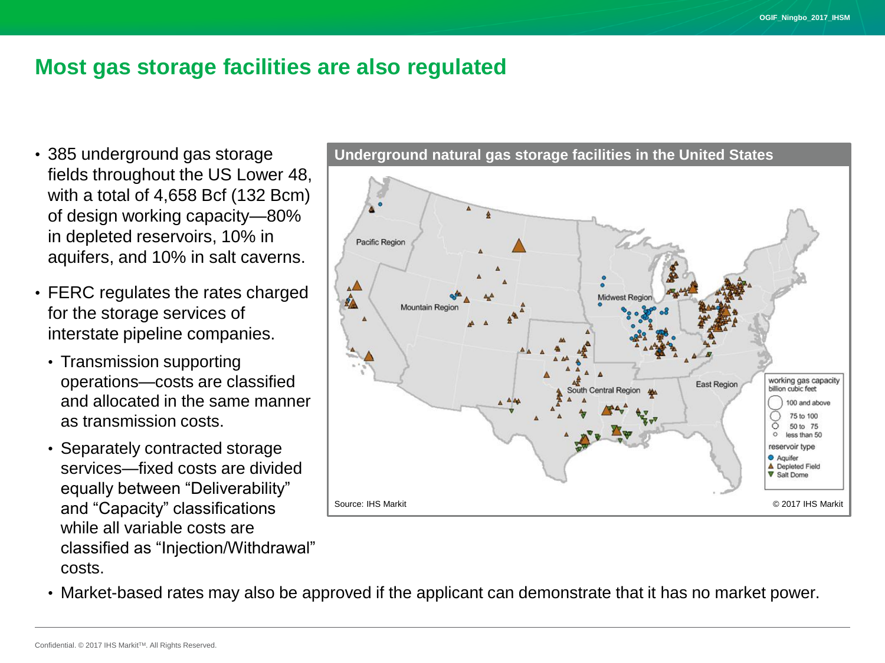## Most gas storage facilities are also regulated

- 385 underground gas storage fields throughout the US Lower 48, with a total of 4,658 Bcf (132 Bcm) of design working capacity—80% in depleted reservoirs, 10% in aquifers, and 10% in salt caverns.
- FERC regulates the rates charged for the storage services of interstate pipeline companies.
  - Transmission supporting operations—costs are classified and allocated in the same manner as transmission costs.
  - Separately contracted storage services—fixed costs are divided equally between "Deliverability" and "Capacity" classifications while all variable costs are classified as "Injection/Withdrawal" costs.
  - Market-based rates may also be approved if the applicant can demonstrate that it has no market power.

**Underground natural gas storage facilities in the United States**

Source: IHS Markit

© 2017 IHS Markit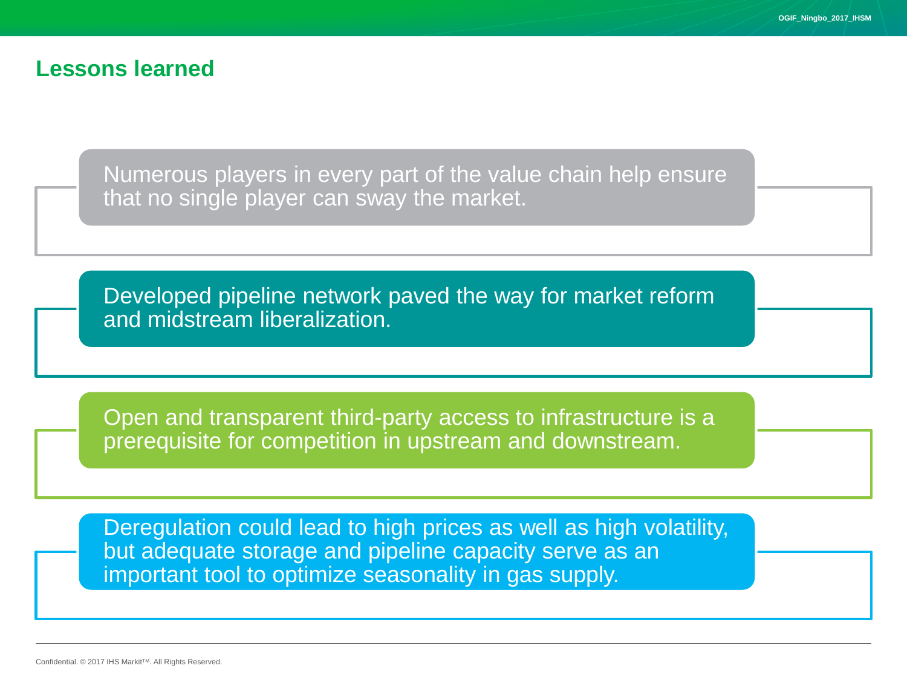## Lessons learned

- Numerous players in every part of the value chain help ensure that no single player can sway the market.
- Developed pipeline network paved the way for market reform and midstream liberalization.
- Open and transparent third-party access to infrastructure is a prerequisite for competition in upstream and downstream.
- Deregulation could lead to high prices as well as high volatility, but adequate storage and pipeline capacity serve as an important tool to optimize seasonality in gas supply.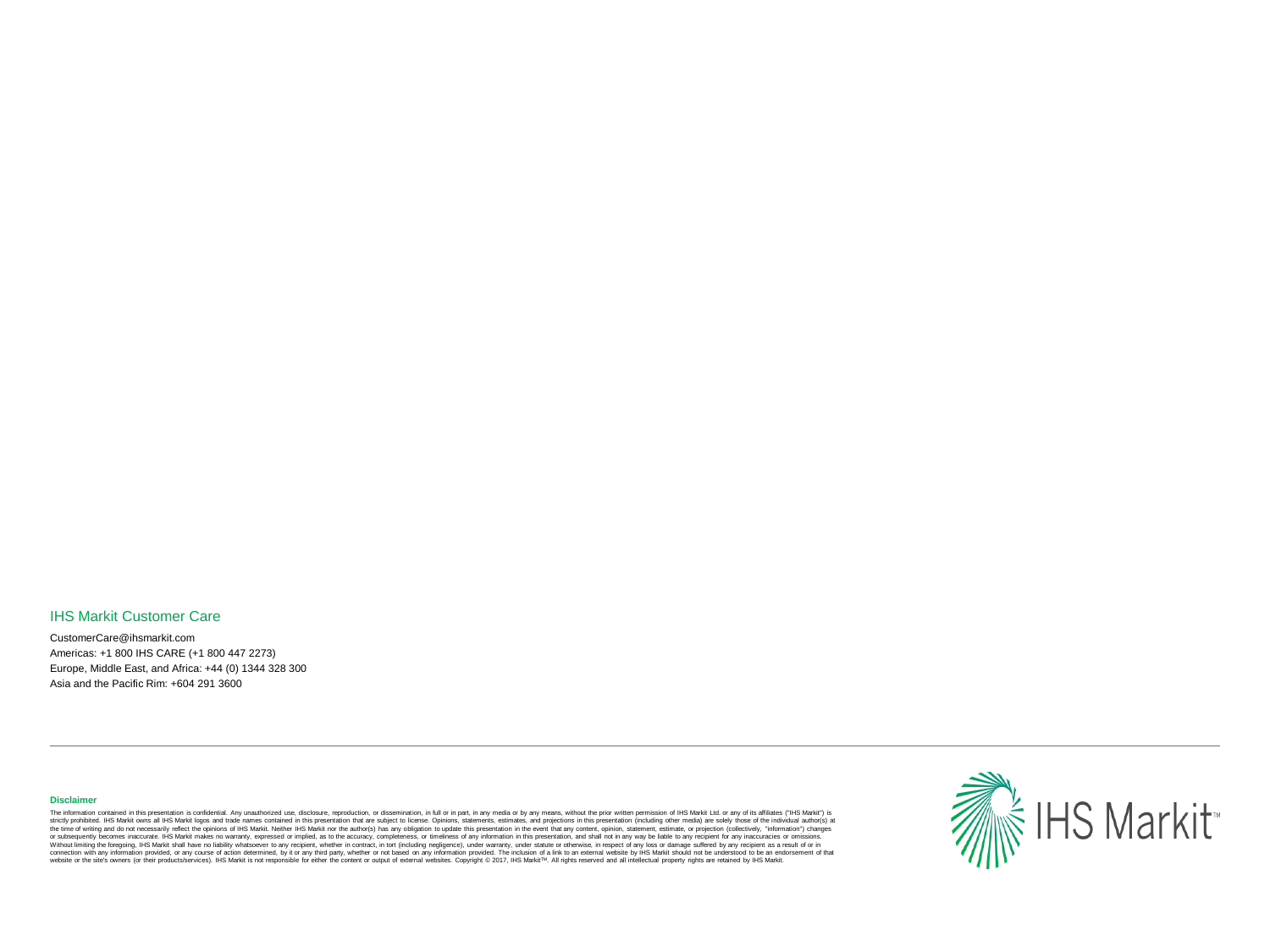## IHS Markit Customer Care

CustomerCare@ihsmarkit.com
Americas: +1 800 IHS CARE (+1 800 447 2273)
Europe, Middle East, and Africa: +44 (0) 1344 328 300
Asia and the Pacific Rim: +604 291 3600

---

**Disclaimer**

The information contained in this presentation is confidential. Any unauthorized use, disclosure, reproduction, or dissemination, in full or in part, in any media or by any means, without the prior written permission of IHS Markit Ltd. or any of its affiliates ("IHS Markit") is strictly prohibited. IHS Markit owns all IHS Markit logos and trade names contained in this presentation that are subject to license. Opinions, statements, estimates, and projections in this presentation (including other media) are solely those of the individual author(s) at the time of writing and do not necessarily reflect the opinions of IHS Markit. Neither IHS Markit nor the author(s) has any obligation to update this presentation in the event that any content, opinion, statement, estimate, or projection (collectively, "information") changes or subsequently becomes inaccurate. IHS Markit makes no warranty, expressed or implied, as to the accuracy, completeness, or timeliness of any information in this presentation, and shall not in any way be liable to any recipient for any inaccuracies or omissions. Without limiting the foregoing, IHS Markit shall have no liability whatsoever to any recipient, whether in contract, in tort (including negligence), under warranty, under statute or otherwise, in respect of any loss or damage suffered by any recipient as a result of or in connection with any information provided, or any course of action determined, by it or any third party, whether or not based on any information provided. The inclusion of a link to an external website by IHS Markit should not be understood to be an endorsement of that website or the site's owners (or their products/services). IHS Markit is not responsible for either the content or output of external websites. Copyright © 2017, IHS Markit™. All rights reserved and all intellectual property rights are retained by IHS Markit.

IHS Markit™